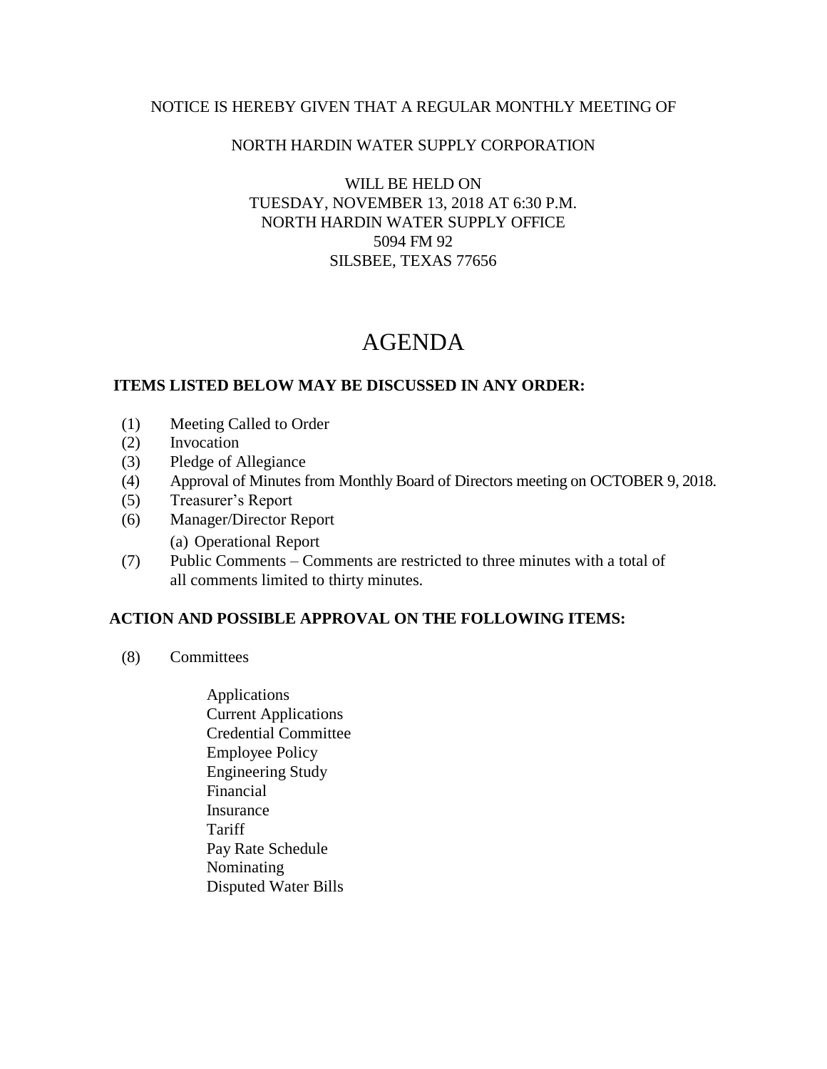NOTICE IS HEREBY GIVEN THAT A REGULAR MONTHLY MEETING OF

NORTH HARDIN WATER SUPPLY CORPORATION

WILL BE HELD ON
TUESDAY, NOVEMBER 13, 2018 AT 6:30 P.M.
NORTH HARDIN WATER SUPPLY OFFICE
5094 FM 92
SILSBEE, TEXAS 77656

# AGENDA

**ITEMS LISTED BELOW MAY BE DISCUSSED IN ANY ORDER:**

(1) Meeting Called to Order
(2) Invocation
(3) Pledge of Allegiance
(4) Approval of Minutes from Monthly Board of Directors meeting on OCTOBER 9, 2018.
(5) Treasurer's Report
(6) Manager/Director Report
 (a) Operational Report
(7) Public Comments – Comments are restricted to three minutes with a total of all comments limited to thirty minutes.

**ACTION AND POSSIBLE APPROVAL ON THE FOLLOWING ITEMS:**

(8) Committees

- Applications
- Current Applications
- Credential Committee
- Employee Policy
- Engineering Study
- Financial
- Insurance
- Tariff
- Pay Rate Schedule
- Nominating
- Disputed Water Bills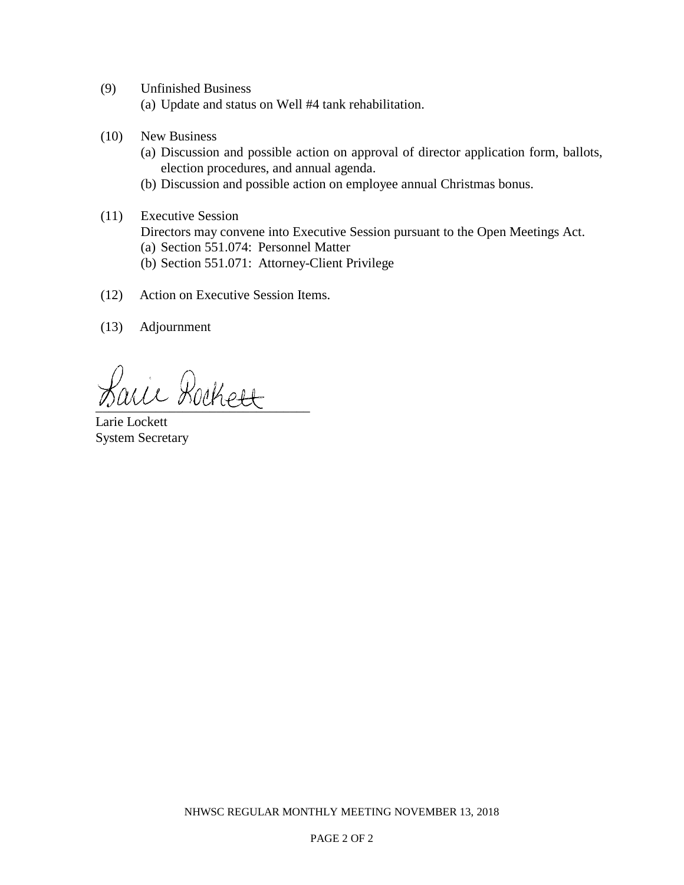(9) Unfinished Business
    (a) Update and status on Well #4 tank rehabilitation.

(10) New Business
    (a) Discussion and possible action on approval of director application form, ballots, election procedures, and annual agenda.
    (b) Discussion and possible action on employee annual Christmas bonus.

(11) Executive Session
    Directors may convene into Executive Session pursuant to the Open Meetings Act.
    (a) Section 551.074: Personnel Matter
    (b) Section 551.071: Attorney-Client Privilege

(12) Action on Executive Session Items.

(13) Adjournment

Larie Lockett
System Secretary